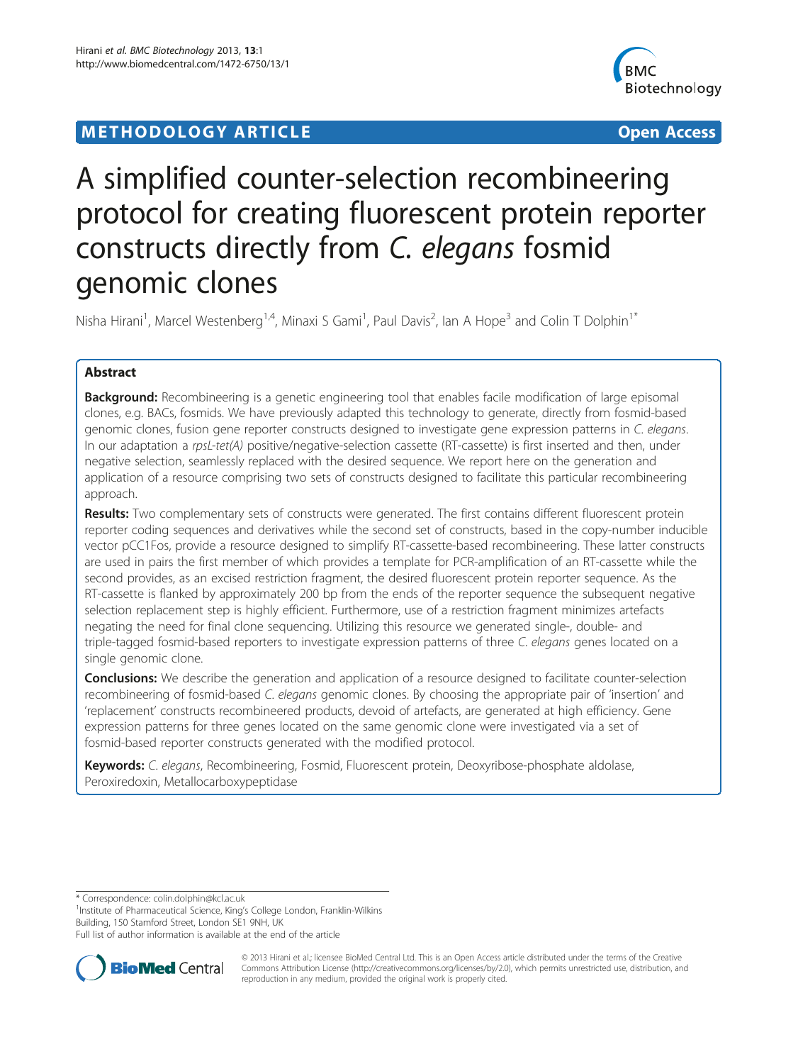**METHODOLOGY ARTICLE** **Open Access**

# A simplified counter-selection recombineering protocol for creating fluorescent protein reporter constructs directly from *C. elegans* fosmid genomic clones

Nisha Hirani[1], Marcel Westenberg[1,4], Minaxi S Gami[1], Paul Davis[2], Ian A Hope[3] and Colin T Dolphin[1*]

## Abstract

**Background:** Recombineering is a genetic engineering tool that enables facile modification of large episomal clones, e.g. BACs, fosmids. We have previously adapted this technology to generate, directly from fosmid-based genomic clones, fusion gene reporter constructs designed to investigate gene expression patterns in *C. elegans*. In our adaptation a *rpsL-tet(A)* positive/negative-selection cassette (RT-cassette) is first inserted and then, under negative selection, seamlessly replaced with the desired sequence. We report here on the generation and application of a resource comprising two sets of constructs designed to facilitate this particular recombineering approach.

**Results:** Two complementary sets of constructs were generated. The first contains different fluorescent protein reporter coding sequences and derivatives while the second set of constructs, based in the copy-number inducible vector pCC1Fos, provide a resource designed to simplify RT-cassette-based recombineering. These latter constructs are used in pairs the first member of which provides a template for PCR-amplification of an RT-cassette while the second provides, as an excised restriction fragment, the desired fluorescent protein reporter sequence. As the RT-cassette is flanked by approximately 200 bp from the ends of the reporter sequence the subsequent negative selection replacement step is highly efficient. Furthermore, use of a restriction fragment minimizes artefacts negating the need for final clone sequencing. Utilizing this resource we generated single-, double- and triple-tagged fosmid-based reporters to investigate expression patterns of three *C. elegans* genes located on a single genomic clone.

**Conclusions:** We describe the generation and application of a resource designed to facilitate counter-selection recombineering of fosmid-based *C. elegans* genomic clones. By choosing the appropriate pair of 'insertion' and 'replacement' constructs recombineered products, devoid of artefacts, are generated at high efficiency. Gene expression patterns for three genes located on the same genomic clone were investigated via a set of fosmid-based reporter constructs generated with the modified protocol.

**Keywords:** *C. elegans*, Recombineering, Fosmid, Fluorescent protein, Deoxyribose-phosphate aldolase, Peroxiredoxin, Metallocarboxypeptidase

\* Correspondence: colin.dolphin@kcl.ac.uk
[1]Institute of Pharmaceutical Science, King's College London, Franklin-Wilkins Building, 150 Stamford Street, London SE1 9NH, UK
Full list of author information is available at the end of the article

© 2013 Hirani et al.; licensee BioMed Central Ltd. This is an Open Access article distributed under the terms of the Creative Commons Attribution License (http://creativecommons.org/licenses/by/2.0), which permits unrestricted use, distribution, and reproduction in any medium, provided the original work is properly cited.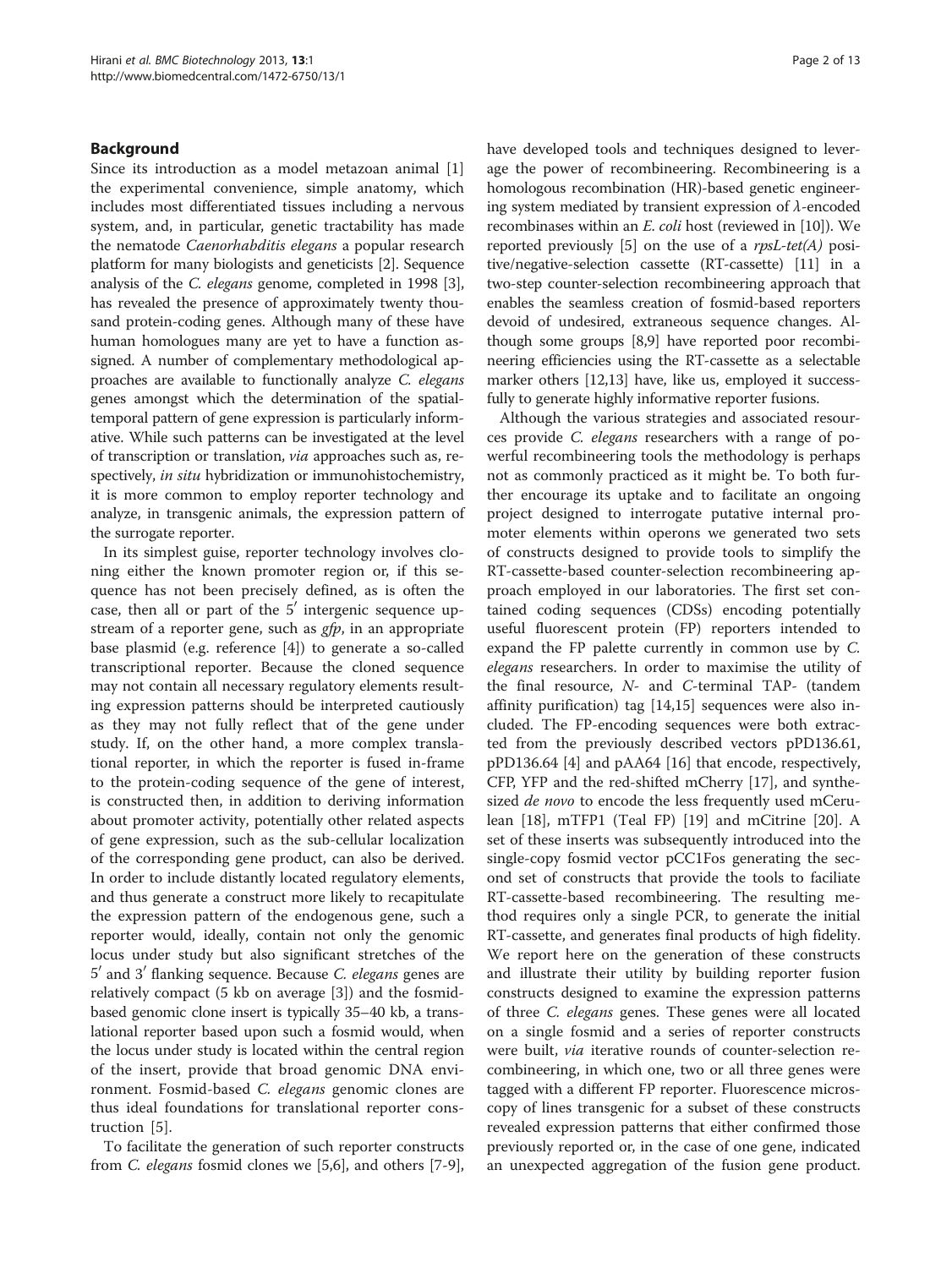## Background

Since its introduction as a model metazoan animal [1] the experimental convenience, simple anatomy, which includes most differentiated tissues including a nervous system, and, in particular, genetic tractability has made the nematode *Caenorhabditis elegans* a popular research platform for many biologists and geneticists [2]. Sequence analysis of the *C. elegans* genome, completed in 1998 [3], has revealed the presence of approximately twenty thousand protein-coding genes. Although many of these have human homologues many are yet to have a function assigned. A number of complementary methodological approaches are available to functionally analyze *C. elegans* genes amongst which the determination of the spatial-temporal pattern of gene expression is particularly informative. While such patterns can be investigated at the level of transcription or translation, *via* approaches such as, respectively, *in situ* hybridization or immunohistochemistry, it is more common to employ reporter technology and analyze, in transgenic animals, the expression pattern of the surrogate reporter.

In its simplest guise, reporter technology involves cloning either the known promoter region or, if this sequence has not been precisely defined, as is often the case, then all or part of the 5′ intergenic sequence upstream of a reporter gene, such as *gfp*, in an appropriate base plasmid (e.g. reference [4]) to generate a so-called transcriptional reporter. Because the cloned sequence may not contain all necessary regulatory elements resulting expression patterns should be interpreted cautiously as they may not fully reflect that of the gene under study. If, on the other hand, a more complex translational reporter, in which the reporter is fused in-frame to the protein-coding sequence of the gene of interest, is constructed then, in addition to deriving information about promoter activity, potentially other related aspects of gene expression, such as the sub-cellular localization of the corresponding gene product, can also be derived. In order to include distantly located regulatory elements, and thus generate a construct more likely to recapitulate the expression pattern of the endogenous gene, such a reporter would, ideally, contain not only the genomic locus under study but also significant stretches of the 5′ and 3′ flanking sequence. Because *C. elegans* genes are relatively compact (5 kb on average [3]) and the fosmid-based genomic clone insert is typically 35–40 kb, a translational reporter based upon such a fosmid would, when the locus under study is located within the central region of the insert, provide that broad genomic DNA environment. Fosmid-based *C. elegans* genomic clones are thus ideal foundations for translational reporter construction [5].

To facilitate the generation of such reporter constructs from *C. elegans* fosmid clones we [5,6], and others [7-9], have developed tools and techniques designed to leverage the power of recombineering. Recombineering is a homologous recombination (HR)-based genetic engineering system mediated by transient expression of $\lambda$-encoded recombinases within an *E. coli* host (reviewed in [10]). We reported previously [5] on the use of a *rpsL-tet(A)* positive/negative-selection cassette (RT-cassette) [11] in a two-step counter-selection recombineering approach that enables the seamless creation of fosmid-based reporters devoid of undesired, extraneous sequence changes. Although some groups [8,9] have reported poor recombineering efficiencies using the RT-cassette as a selectable marker others [12,13] have, like us, employed it successfully to generate highly informative reporter fusions.

Although the various strategies and associated resources provide *C. elegans* researchers with a range of powerful recombineering tools the methodology is perhaps not as commonly practiced as it might be. To both further encourage its uptake and to facilitate an ongoing project designed to interrogate putative internal promoter elements within operons we generated two sets of constructs designed to provide tools to simplify the RT-cassette-based counter-selection recombineering approach employed in our laboratories. The first set contained coding sequences (CDSs) encoding potentially useful fluorescent protein (FP) reporters intended to expand the FP palette currently in common use by *C. elegans* researchers. In order to maximise the utility of the final resource, *N*- and *C*-terminal TAP- (tandem affinity purification) tag [14,15] sequences were also included. The FP-encoding sequences were both extracted from the previously described vectors pPD136.61, pPD136.64 [4] and pAA64 [16] that encode, respectively, CFP, YFP and the red-shifted mCherry [17], and synthesized *de novo* to encode the less frequently used mCerulean [18], mTFP1 (Teal FP) [19] and mCitrine [20]. A set of these inserts was subsequently introduced into the single-copy fosmid vector pCC1Fos generating the second set of constructs that provide the tools to faciliate RT-cassette-based recombineering. The resulting method requires only a single PCR, to generate the initial RT-cassette, and generates final products of high fidelity. We report here on the generation of these constructs and illustrate their utility by building reporter fusion constructs designed to examine the expression patterns of three *C. elegans* genes. These genes were all located on a single fosmid and a series of reporter constructs were built, *via* iterative rounds of counter-selection recombineering, in which one, two or all three genes were tagged with a different FP reporter. Fluorescence microscopy of lines transgenic for a subset of these constructs revealed expression patterns that either confirmed those previously reported or, in the case of one gene, indicated an unexpected aggregation of the fusion gene product.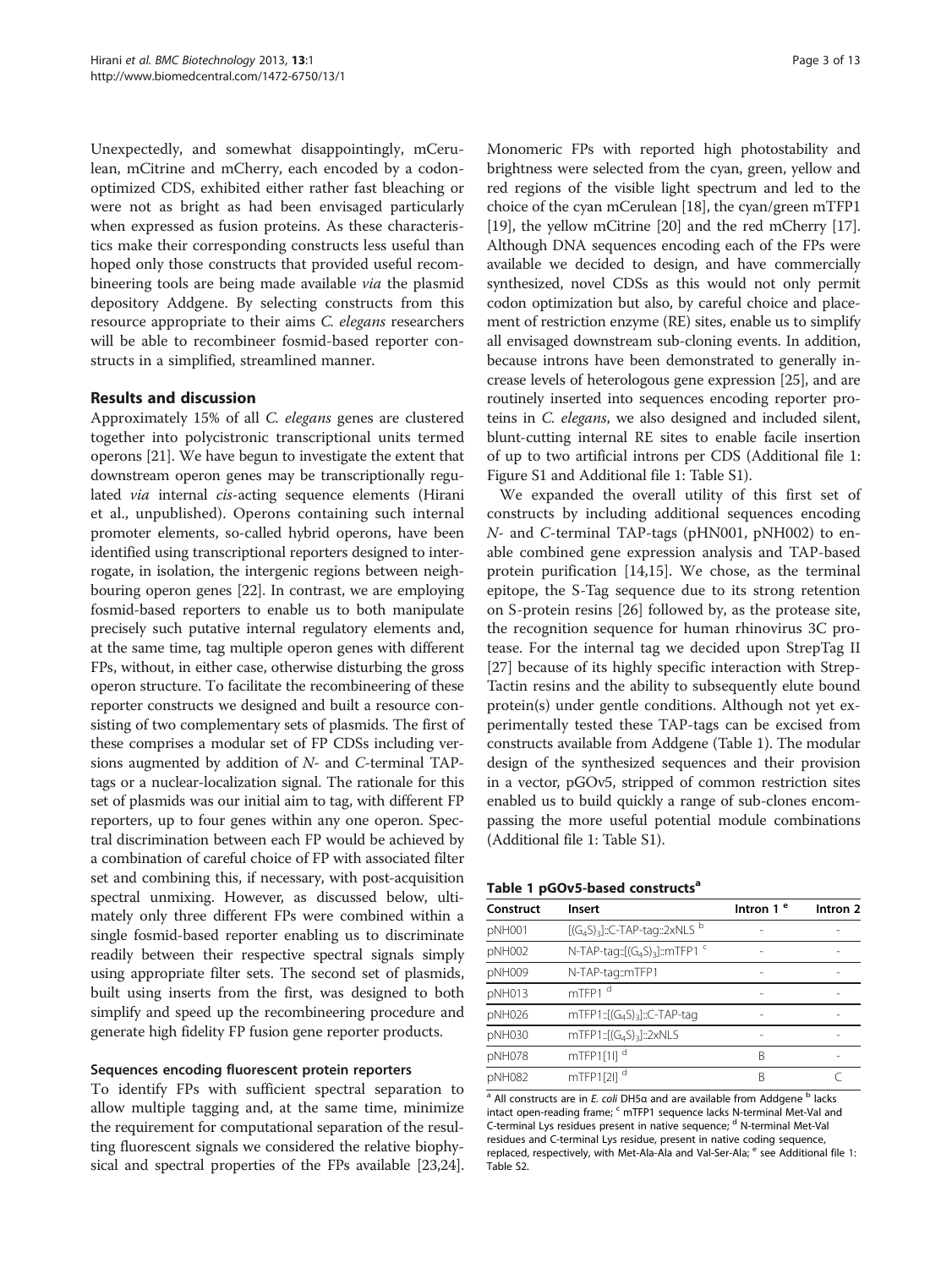Unexpectedly, and somewhat disappointingly, mCerulean, mCitrine and mCherry, each encoded by a codon-optimized CDS, exhibited either rather fast bleaching or were not as bright as had been envisaged particularly when expressed as fusion proteins. As these characteristics make their corresponding constructs less useful than hoped only those constructs that provided useful recombineering tools are being made available *via* the plasmid depository Addgene. By selecting constructs from this resource appropriate to their aims *C. elegans* researchers will be able to recombineer fosmid-based reporter constructs in a simplified, streamlined manner.

## Results and discussion

Approximately 15% of all *C. elegans* genes are clustered together into polycistronic transcriptional units termed operons [21]. We have begun to investigate the extent that downstream operon genes may be transcriptionally regulated *via* internal *cis*-acting sequence elements (Hirani et al., unpublished). Operons containing such internal promoter elements, so-called hybrid operons, have been identified using transcriptional reporters designed to interrogate, in isolation, the intergenic regions between neighbouring operon genes [22]. In contrast, we are employing fosmid-based reporters to enable us to both manipulate precisely such putative internal regulatory elements and, at the same time, tag multiple operon genes with different FPs, without, in either case, otherwise disturbing the gross operon structure. To facilitate the recombineering of these reporter constructs we designed and built a resource consisting of two complementary sets of plasmids. The first of these comprises a modular set of FP CDSs including versions augmented by addition of *N*- and *C*-terminal TAP-tags or a nuclear-localization signal. The rationale for this set of plasmids was our initial aim to tag, with different FP reporters, up to four genes within any one operon. Spectral discrimination between each FP would be achieved by a combination of careful choice of FP with associated filter set and combining this, if necessary, with post-acquisition spectral unmixing. However, as discussed below, ultimately only three different FPs were combined within a single fosmid-based reporter enabling us to discriminate readily between their respective spectral signals simply using appropriate filter sets. The second set of plasmids, built using inserts from the first, was designed to both simplify and speed up the recombineering procedure and generate high fidelity FP fusion gene reporter products.

### Sequences encoding fluorescent protein reporters

To identify FPs with sufficient spectral separation to allow multiple tagging and, at the same time, minimize the requirement for computational separation of the resulting fluorescent signals we considered the relative biophysical and spectral properties of the FPs available [23,24]. Monomeric FPs with reported high photostability and brightness were selected from the cyan, green, yellow and red regions of the visible light spectrum and led to the choice of the cyan mCerulean [18], the cyan/green mTFP1 [19], the yellow mCitrine [20] and the red mCherry [17]. Although DNA sequences encoding each of the FPs were available we decided to design, and have commercially synthesized, novel CDSs as this would not only permit codon optimization but also, by careful choice and placement of restriction enzyme (RE) sites, enable us to simplify all envisaged downstream sub-cloning events. In addition, because introns have been demonstrated to generally increase levels of heterologous gene expression [25], and are routinely inserted into sequences encoding reporter proteins in *C. elegans*, we also designed and included silent, blunt-cutting internal RE sites to enable facile insertion of up to two artificial introns per CDS (Additional file 1: Figure S1 and Additional file 1: Table S1).

We expanded the overall utility of this first set of constructs by including additional sequences encoding *N*- and *C*-terminal TAP-tags (pHN001, pHN002) to enable combined gene expression analysis and TAP-based protein purification [14,15]. We chose, as the terminal epitope, the S-Tag sequence due to its strong retention on S-protein resins [26] followed by, as the protease site, the recognition sequence for human rhinovirus 3C protease. For the internal tag we decided upon StrepTag II [27] because of its highly specific interaction with Strep-Tactin resins and the ability to subsequently elute bound protein(s) under gentle conditions. Although not yet experimentally tested these TAP-tags can be excised from constructs available from Addgene (Table 1). The modular design of the synthesized sequences and their provision in a vector, pGOv5, stripped of common restriction sites enabled us to build quickly a range of sub-clones encompassing the more useful potential module combinations (Additional file 1: Table S1).

**Table 1 pGOv5-based constructs[a]**

| Construct | Insert | Intron 1 [e] | Intron 2 |
|---|---|---|---|
| pNH001 | $[(G_4S)_3]$::C-TAP-tag::2xNLS [b] | - | - |
| pNH002 | N-TAP-tag::$[(G_4S)_3]$::mTFP1 [c] | - | - |
| pNH009 | N-TAP-tag::mTFP1 | - | - |
| pNH013 | mTFP1 [d] | - | - |
| pNH026 | mTFP1::$[(G_4S)_3]$::C-TAP-tag | - | - |
| pNH030 | mTFP1::$[(G_4S)_3]$::2xNLS | - | - |
| pNH078 | mTFP1[1I] [d] | B | - |
| pNH082 | mTFP1[2I] [d] | B | C |

[a] All constructs are in *E. coli* DH5α and are available from Addgene [b] lacks intact open-reading frame; [c] mTFP1 sequence lacks N-terminal Met-Val and C-terminal Lys residues present in native sequence; [d] N-terminal Met-Val residues and C-terminal Lys residue, present in native coding sequence, replaced, respectively, with Met-Ala-Ala and Val-Ser-Ala; [e] see Additional file 1: Table S2.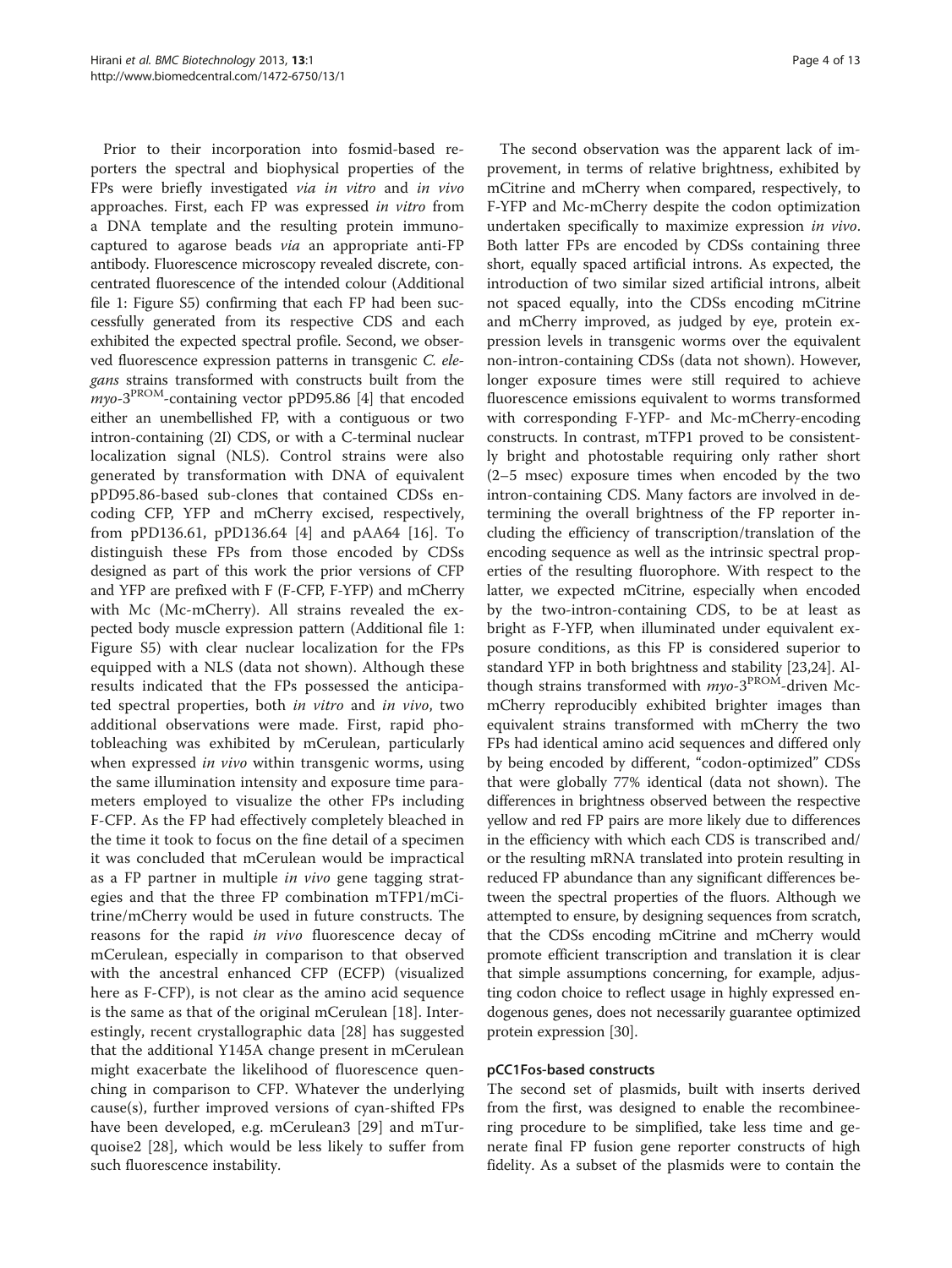Prior to their incorporation into fosmid-based reporters the spectral and biophysical properties of the FPs were briefly investigated *via in vitro* and *in vivo* approaches. First, each FP was expressed *in vitro* from a DNA template and the resulting protein immunocaptured to agarose beads *via* an appropriate anti-FP antibody. Fluorescence microscopy revealed discrete, concentrated fluorescence of the intended colour (Additional file 1: Figure S5) confirming that each FP had been successfully generated from its respective CDS and each exhibited the expected spectral profile. Second, we observed fluorescence expression patterns in transgenic *C. elegans* strains transformed with constructs built from the *myo-3*$^{\text{PROM}}$-containing vector pPD95.86 [4] that encoded either an unembellished FP, with a contiguous or two intron-containing (2I) CDS, or with a C-terminal nuclear localization signal (NLS). Control strains were also generated by transformation with DNA of equivalent pPD95.86-based sub-clones that contained CDSs encoding CFP, YFP and mCherry excised, respectively, from pPD136.61, pPD136.64 [4] and pAA64 [16]. To distinguish these FPs from those encoded by CDSs designed as part of this work the prior versions of CFP and YFP are prefixed with F (F-CFP, F-YFP) and mCherry with Mc (Mc-mCherry). All strains revealed the expected body muscle expression pattern (Additional file 1: Figure S5) with clear nuclear localization for the FPs equipped with a NLS (data not shown). Although these results indicated that the FPs possessed the anticipated spectral properties, both *in vitro* and *in vivo*, two additional observations were made. First, rapid photobleaching was exhibited by mCerulean, particularly when expressed *in vivo* within transgenic worms, using the same illumination intensity and exposure time parameters employed to visualize the other FPs including F-CFP. As the FP had effectively completely bleached in the time it took to focus on the fine detail of a specimen it was concluded that mCerulean would be impractical as a FP partner in multiple *in vivo* gene tagging strategies and that the three FP combination mTFP1/mCitrine/mCherry would be used in future constructs. The reasons for the rapid *in vivo* fluorescence decay of mCerulean, especially in comparison to that observed with the ancestral enhanced CFP (ECFP) (visualized here as F-CFP), is not clear as the amino acid sequence is the same as that of the original mCerulean [18]. Interestingly, recent crystallographic data [28] has suggested that the additional Y145A change present in mCerulean might exacerbate the likelihood of fluorescence quenching in comparison to CFP. Whatever the underlying cause(s), further improved versions of cyan-shifted FPs have been developed, e.g. mCerulean3 [29] and mTurquoise2 [28], which would be less likely to suffer from such fluorescence instability.

The second observation was the apparent lack of improvement, in terms of relative brightness, exhibited by mCitrine and mCherry when compared, respectively, to F-YFP and Mc-mCherry despite the codon optimization undertaken specifically to maximize expression *in vivo*. Both latter FPs are encoded by CDSs containing three short, equally spaced artificial introns. As expected, the introduction of two similar sized artificial introns, albeit not spaced equally, into the CDSs encoding mCitrine and mCherry improved, as judged by eye, protein expression levels in transgenic worms over the equivalent non-intron-containing CDSs (data not shown). However, longer exposure times were still required to achieve fluorescence emissions equivalent to worms transformed with corresponding F-YFP- and Mc-mCherry-encoding constructs. In contrast, mTFP1 proved to be consistently bright and photostable requiring only rather short (2–5 msec) exposure times when encoded by the two intron-containing CDS. Many factors are involved in determining the overall brightness of the FP reporter including the efficiency of transcription/translation of the encoding sequence as well as the intrinsic spectral properties of the resulting fluorophore. With respect to the latter, we expected mCitrine, especially when encoded by the two-intron-containing CDS, to be at least as bright as F-YFP, when illuminated under equivalent exposure conditions, as this FP is considered superior to standard YFP in both brightness and stability [23,24]. Although strains transformed with *myo-3*$^{\text{PROM}}$-driven Mc-mCherry reproducibly exhibited brighter images than equivalent strains transformed with mCherry the two FPs had identical amino acid sequences and differed only by being encoded by different, "codon-optimized" CDSs that were globally 77% identical (data not shown). The differences in brightness observed between the respective yellow and red FP pairs are more likely due to differences in the efficiency with which each CDS is transcribed and/or the resulting mRNA translated into protein resulting in reduced FP abundance than any significant differences between the spectral properties of the fluors. Although we attempted to ensure, by designing sequences from scratch, that the CDSs encoding mCitrine and mCherry would promote efficient transcription and translation it is clear that simple assumptions concerning, for example, adjusting codon choice to reflect usage in highly expressed endogenous genes, does not necessarily guarantee optimized protein expression [30].

### pCC1Fos-based constructs

The second set of plasmids, built with inserts derived from the first, was designed to enable the recombineering procedure to be simplified, take less time and generate final FP fusion gene reporter constructs of high fidelity. As a subset of the plasmids were to contain the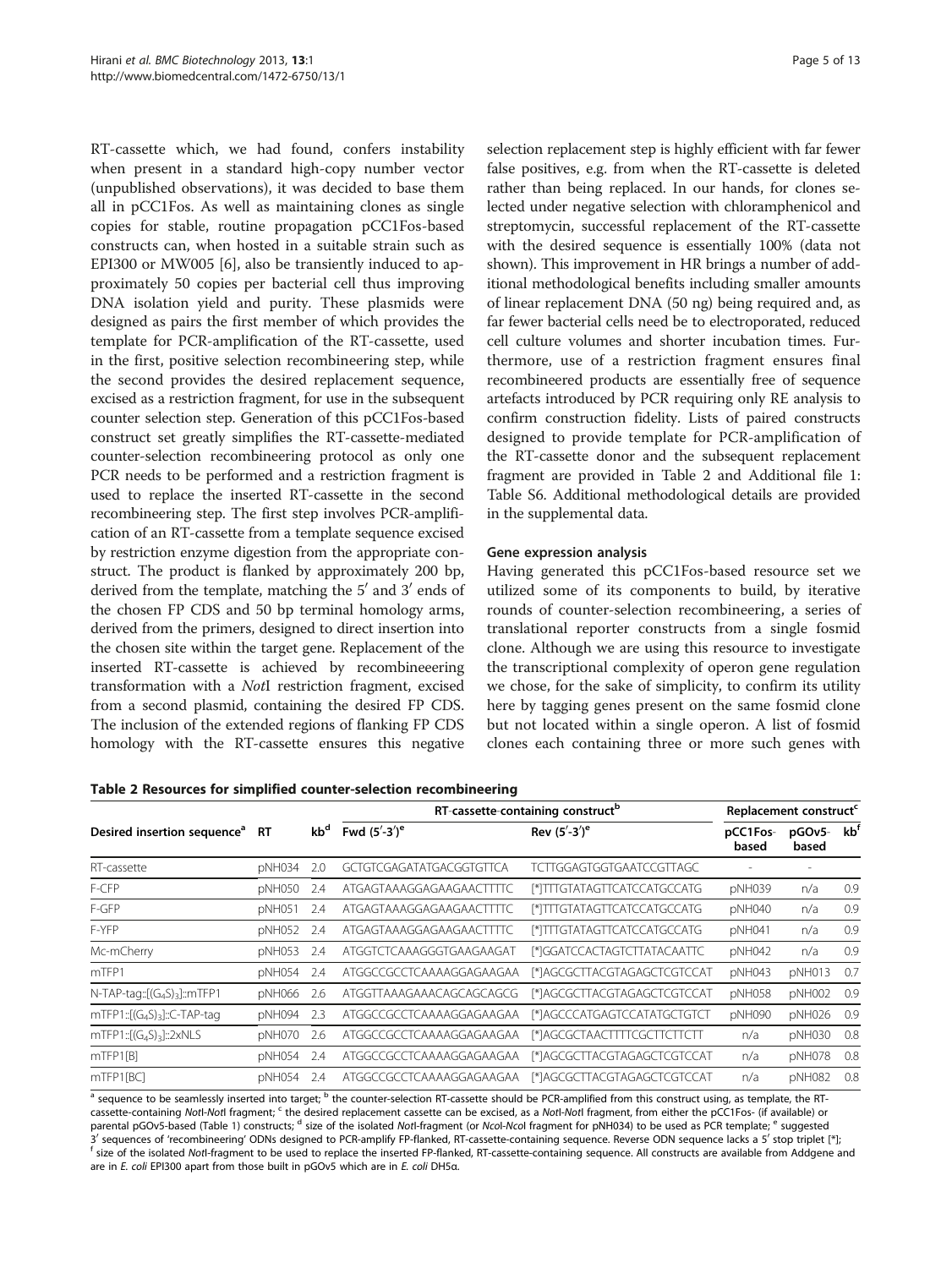RT-cassette which, we had found, confers instability when present in a standard high-copy number vector (unpublished observations), it was decided to base them all in pCC1Fos. As well as maintaining clones as single copies for stable, routine propagation pCC1Fos-based constructs can, when hosted in a suitable strain such as EPI300 or MW005 [6], also be transiently induced to approximately 50 copies per bacterial cell thus improving DNA isolation yield and purity. These plasmids were designed as pairs the first member of which provides the template for PCR-amplification of the RT-cassette, used in the first, positive selection recombineering step, while the second provides the desired replacement sequence, excised as a restriction fragment, for use in the subsequent counter selection step. Generation of this pCC1Fos-based construct set greatly simplifies the RT-cassette-mediated counter-selection recombineering protocol as only one PCR needs to be performed and a restriction fragment is used to replace the inserted RT-cassette in the second recombineering step. The first step involves PCR-amplification of an RT-cassette from a template sequence excised by restriction enzyme digestion from the appropriate construct. The product is flanked by approximately 200 bp, derived from the template, matching the 5′ and 3′ ends of the chosen FP CDS and 50 bp terminal homology arms, derived from the primers, designed to direct insertion into the chosen site within the target gene. Replacement of the inserted RT-cassette is achieved by recombineering transformation with a *Not*I restriction fragment, excised from a second plasmid, containing the desired FP CDS. The inclusion of the extended regions of flanking FP CDS homology with the RT-cassette ensures this negative selection replacement step is highly efficient with far fewer false positives, e.g. from when the RT-cassette is deleted rather than being replaced. In our hands, for clones selected under negative selection with chloramphenicol and streptomycin, successful replacement of the RT-cassette with the desired sequence is essentially 100% (data not shown). This improvement in HR brings a number of additional methodological benefits including smaller amounts of linear replacement DNA (50 ng) being required and, as far fewer bacterial cells need be to electroporated, reduced cell culture volumes and shorter incubation times. Furthermore, use of a restriction fragment ensures final recombineered products are essentially free of sequence artefacts introduced by PCR requiring only RE analysis to confirm construction fidelity. Lists of paired constructs designed to provide template for PCR-amplification of the RT-cassette donor and the subsequent replacement fragment are provided in Table 2 and Additional file 1: Table S6. Additional methodological details are provided in the supplemental data.

## Gene expression analysis

Having generated this pCC1Fos-based resource set we utilized some of its components to build, by iterative rounds of counter-selection recombineering, a series of translational reporter constructs from a single fosmid clone. Although we are using this resource to investigate the transcriptional complexity of operon gene regulation we chose, for the sake of simplicity, to confirm its utility here by tagging genes present on the same fosmid clone but not located within a single operon. A list of fosmid clones each containing three or more such genes with

**Table 2 Resources for simplified counter-selection recombineering**

| Desired insertion sequence[a] | RT-cassette-containing construct[b] | | | | Replacement construct[c] | | |
|---|---|---|---|---|---|---|---|
| | RT | kb[d] | Fwd (5′-3′)[e] | Rev (5′-3′)[e] | pCC1Fos-based | pGOv5-based | kb[f] |
| RT-cassette | pNH034 | 2.0 | GCTGTCGAGATATGACGGTGTTCA | TCTTGGAGTGGTGAATCCGTTAGC | - | - | |
| F-CFP | pNH050 | 2.4 | ATGAGTAAAGGAGAAGAACTTTTC | [*]TTTGTATAGTTCATCCATGCCATG | pNH039 | n/a | 0.9 |
| F-GFP | pNH051 | 2.4 | ATGAGTAAAGGAGAAGAACTTTTC | [*]TTTGTATAGTTCATCCATGCCATG | pNH040 | n/a | 0.9 |
| F-YFP | pNH052 | 2.4 | ATGAGTAAAGGAGAAGAACTTTTC | [*]TTTGTATAGTTCATCCATGCCATG | pNH041 | n/a | 0.9 |
| Mc-mCherry | pNH053 | 2.4 | ATGGTCTCAAAGGGTGAAGAAGAT | [*]GGATCCACTAGTCTTATACAATTC | pNH042 | n/a | 0.9 |
| mTFP1 | pNH054 | 2.4 | ATGGCCGCCTCAAAAGGAGAAGAA | [*]AGCGCTTACGTAGAGCTCGTCCAT | pNH043 | pNH013 | 0.7 |
| N-TAP-tag::[(G$_4$S)$_3$]::mTFP1 | pNH066 | 2.6 | ATGGTTAAAGAAACAGCAGCAGCG | [*]AGCGCTTACGTAGAGCTCGTCCAT | pNH058 | pNH002 | 0.9 |
| mTFP1::[(G$_4$S)$_3$]::C-TAP-tag | pNH094 | 2.3 | ATGGCCGCCTCAAAAGGAGAAGAA | [*]AGCCCATGAGTCCATATGCTGTCT | pNH090 | pNH026 | 0.9 |
| mTFP1::[(G$_4$S)$_3$]::2xNLS | pNH070 | 2.6 | ATGGCCGCCTCAAAAGGAGAAGAA | [*]AGCGCTAACTTTTCGCTTCTTCTT | n/a | pNH030 | 0.8 |
| mTFP1[B] | pNH054 | 2.4 | ATGGCCGCCTCAAAAGGAGAAGAA | [*]AGCGCTTACGTAGAGCTCGTCCAT | n/a | pNH078 | 0.8 |
| mTFP1[BC] | pNH054 | 2.4 | ATGGCCGCCTCAAAAGGAGAAGAA | [*]AGCGCTTACGTAGAGCTCGTCCAT | n/a | pNH082 | 0.8 |

[a] sequence to be seamlessly inserted into target; [b] the counter-selection RT-cassette should be PCR-amplified from this construct using, as template, the RT-cassette-containing *Not*I-*Not*I fragment; [c] the desired replacement cassette can be excised, as a *Not*I-*Not*I fragment, from either the pCC1Fos- (if available) or parental pGOv5-based (Table 1) constructs; [d] size of the isolated *Not*I-fragment (or *Nco*I-*Nco*I fragment for pNH034) to be used as PCR template; [e] suggested 3′ sequences of 'recombineering' ODNs designed to PCR-amplify FP-flanked, RT-cassette-containing sequence. Reverse ODN sequence lacks a 5′ stop triplet [*]; [f] size of the isolated *Not*I-fragment to be used to replace the inserted FP-flanked, RT-cassette-containing sequence. All constructs are available from Addgene and are in *E. coli* EPI300 apart from those built in pGOv5 which are in *E. coli* DH5α.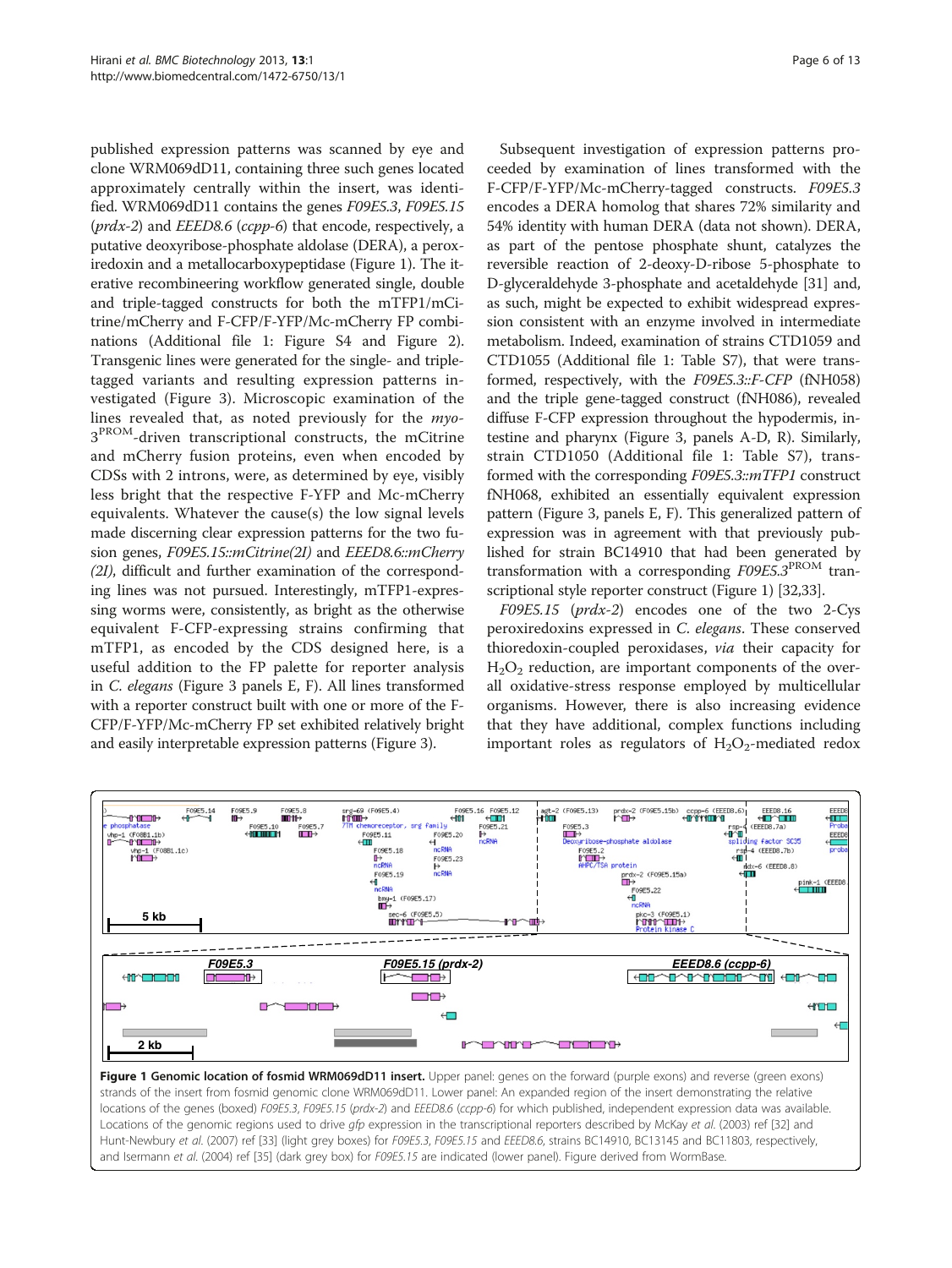published expression patterns was scanned by eye and clone WRM069dD11, containing three such genes located approximately centrally within the insert, was identified. WRM069dD11 contains the genes *F09E5.3*, *F09E5.15* (*prdx-2*) and *EEED8.6* (*ccpp-6*) that encode, respectively, a putative deoxyribose-phosphate aldolase (DERA), a peroxiredoxin and a metallocarboxypeptidase (Figure 1). The iterative recombineering workflow generated single, double and triple-tagged constructs for both the mTFP1/mCitrine/mCherry and F-CFP/F-YFP/Mc-mCherry FP combinations (Additional file 1: Figure S4 and Figure 2). Transgenic lines were generated for the single- and triple-tagged variants and resulting expression patterns investigated (Figure 3). Microscopic examination of the lines revealed that, as noted previously for the *myo-3*$^{PROM}$-driven transcriptional constructs, the mCitrine and mCherry fusion proteins, even when encoded by CDSs with 2 introns, were, as determined by eye, visibly less bright that the respective F-YFP and Mc-mCherry equivalents. Whatever the cause(s) the low signal levels made discerning clear expression patterns for the two fusion genes, *F09E5.15::mCitrine(2I)* and *EEED8.6::mCherry (2I)*, difficult and further examination of the corresponding lines was not pursued. Interestingly, mTFP1-expressing worms were, consistently, as bright as the otherwise equivalent F-CFP-expressing strains confirming that mTFP1, as encoded by the CDS designed here, is a useful addition to the FP palette for reporter analysis in *C. elegans* (Figure 3 panels E, F). All lines transformed with a reporter construct built with one or more of the F-CFP/F-YFP/Mc-mCherry FP set exhibited relatively bright and easily interpretable expression patterns (Figure 3).

Subsequent investigation of expression patterns proceeded by examination of lines transformed with the F-CFP/F-YFP/Mc-mCherry-tagged constructs. *F09E5.3* encodes a DERA homolog that shares 72% similarity and 54% identity with human DERA (data not shown). DERA, as part of the pentose phosphate shunt, catalyzes the reversible reaction of 2-deoxy-D-ribose 5-phosphate to D-glyceraldehyde 3-phosphate and acetaldehyde [31] and, as such, might be expected to exhibit widespread expression consistent with an enzyme involved in intermediate metabolism. Indeed, examination of strains CTD1059 and CTD1055 (Additional file 1: Table S7), that were transformed, respectively, with the *F09E5.3::F-CFP* (fNH058) and the triple gene-tagged construct (fNH086), revealed diffuse F-CFP expression throughout the hypodermis, intestine and pharynx (Figure 3, panels A-D, R). Similarly, strain CTD1050 (Additional file 1: Table S7), transformed with the corresponding *F09E5.3::mTFP1* construct fNH068, exhibited an essentially equivalent expression pattern (Figure 3, panels E, F). This generalized pattern of expression was in agreement with that previously published for strain BC14910 that had been generated by transformation with a corresponding *F09E5.3*$^{PROM}$ transcriptional style reporter construct (Figure 1) [32,33].

*F09E5.15* (*prdx-2*) encodes one of the two 2-Cys peroxiredoxins expressed in *C. elegans*. These conserved thioredoxin-coupled peroxidases, *via* their capacity for $H_2O_2$ reduction, are important components of the overall oxidative-stress response employed by multicellular organisms. However, there is also increasing evidence that they have additional, complex functions including important roles as regulators of $H_2O_2$-mediated redox

**Figure 1 Genomic location of fosmid WRM069dD11 insert.** Upper panel: genes on the forward (purple exons) and reverse (green exons) strands of the insert from fosmid genomic clone WRM069dD11. Lower panel: An expanded region of the insert demonstrating the relative locations of the genes (boxed) *F09E5.3*, *F09E5.15* (*prdx-2*) and *EEED8.6* (*ccpp-6*) for which published, independent expression data was available. Locations of the genomic regions used to drive *gfp* expression in the transcriptional reporters described by McKay *et al.* (2003) ref [32] and Hunt-Newbury *et al.* (2007) ref [33] (light grey boxes) for *F09E5.3*, *F09E5.15* and *EEED8.6*, strains BC14910, BC13145 and BC11803, respectively, and Isermann *et al.* (2004) ref [35] (dark grey box) for *F09E5.15* are indicated (lower panel). Figure derived from WormBase.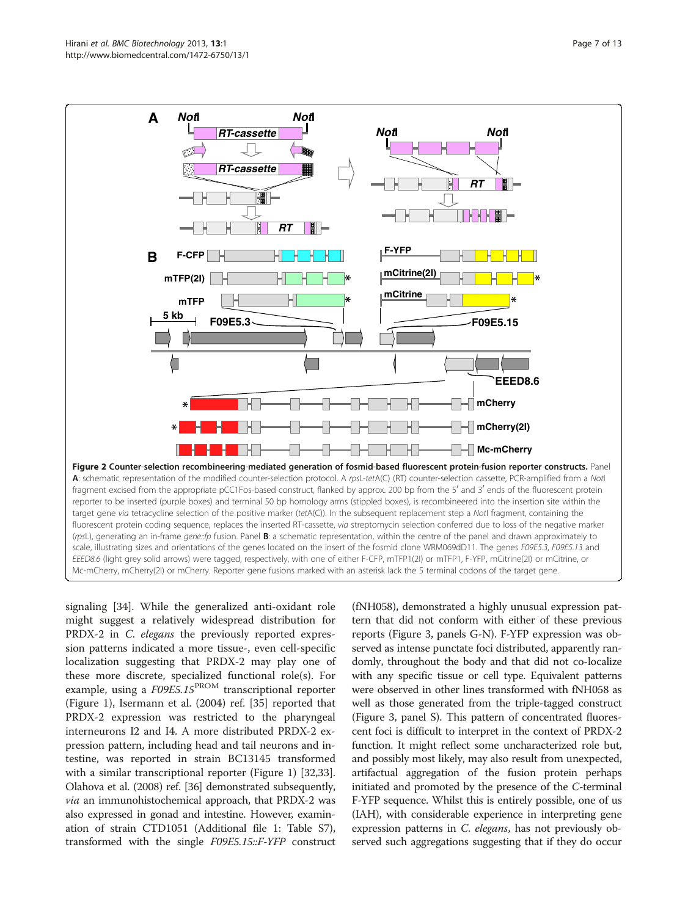**Figure 2 Counter-selection recombineering-mediated generation of fosmid-based fluorescent protein-fusion reporter constructs.** Panel **A**: schematic representation of the modified counter-selection protocol. A *rps*L-*tet*A(C) (RT) counter-selection cassette, PCR-amplified from a *Not*I fragment excised from the appropriate pCC1Fos-based construct, flanked by approx. 200 bp from the 5′ and 3′ ends of the fluorescent protein reporter to be inserted (purple boxes) and terminal 50 bp homology arms (stippled boxes), is recombineered into the insertion site within the target gene *via* tetracycline selection of the positive marker (*tet*A(C)). In the subsequent replacement step a *Not*I fragment, containing the fluorescent protein coding sequence, replaces the inserted RT-cassette, *via* streptomycin selection conferred due to loss of the negative marker (*rps*L), generating an in-frame *gene::fp* fusion. Panel **B**: a schematic representation, within the centre of the panel and drawn approximately to scale, illustrating sizes and orientations of the genes located on the insert of the fosmid clone WRM069dD11. The genes *F09E5.3*, *F09E5.13* and *EEED8.6* (light grey solid arrows) were tagged, respectively, with one of either F-CFP, mTFP(2I) or mTFP1, F-YFP, mCitrine(2I) or mCitrine, or Mc-mCherry, mCherry(2I) or mCherry. Reporter gene fusions marked with an asterisk lack the 5 terminal codons of the target gene.

signaling [34]. While the generalized anti-oxidant role might suggest a relatively widespread distribution for PRDX-2 in *C. elegans* the previously reported expression patterns indicated a more tissue-, even cell-specific localization suggesting that PRDX-2 may play one of these more discrete, specialized functional role(s). For example, using a *F09E5.15*$^{PROM}$ transcriptional reporter (Figure 1), Isermann et al. (2004) ref. [35] reported that PRDX-2 expression was restricted to the pharyngeal interneurons I2 and I4. A more distributed PRDX-2 expression pattern, including head and tail neurons and intestine, was reported in strain BC13145 transformed with a similar transcriptional reporter (Figure 1) [32,33]. Olahova et al. (2008) ref. [36] demonstrated subsequently, *via* an immunohistochemical approach, that PRDX-2 was also expressed in gonad and intestine. However, examination of strain CTD1051 (Additional file 1: Table S7), transformed with the single *F09E5.15::F-YFP* construct (fNH058), demonstrated a highly unusual expression pattern that did not conform with either of these previous reports (Figure 3, panels G-N). F-YFP expression was observed as intense punctate foci distributed, apparently randomly, throughout the body and that did not co-localize with any specific tissue or cell type. Equivalent patterns were observed in other lines transformed with fNH058 as well as those generated from the triple-tagged construct (Figure 3, panel S). This pattern of concentrated fluorescent foci is difficult to interpret in the context of PRDX-2 function. It might reflect some uncharacterized role but, and possibly most likely, may also result from unexpected, artifactual aggregation of the fusion protein perhaps initiated and promoted by the presence of the *C*-terminal F-YFP sequence. Whilst this is entirely possible, one of us (IAH), with considerable experience in interpreting gene expression patterns in *C. elegans*, has not previously observed such aggregations suggesting that if they do occur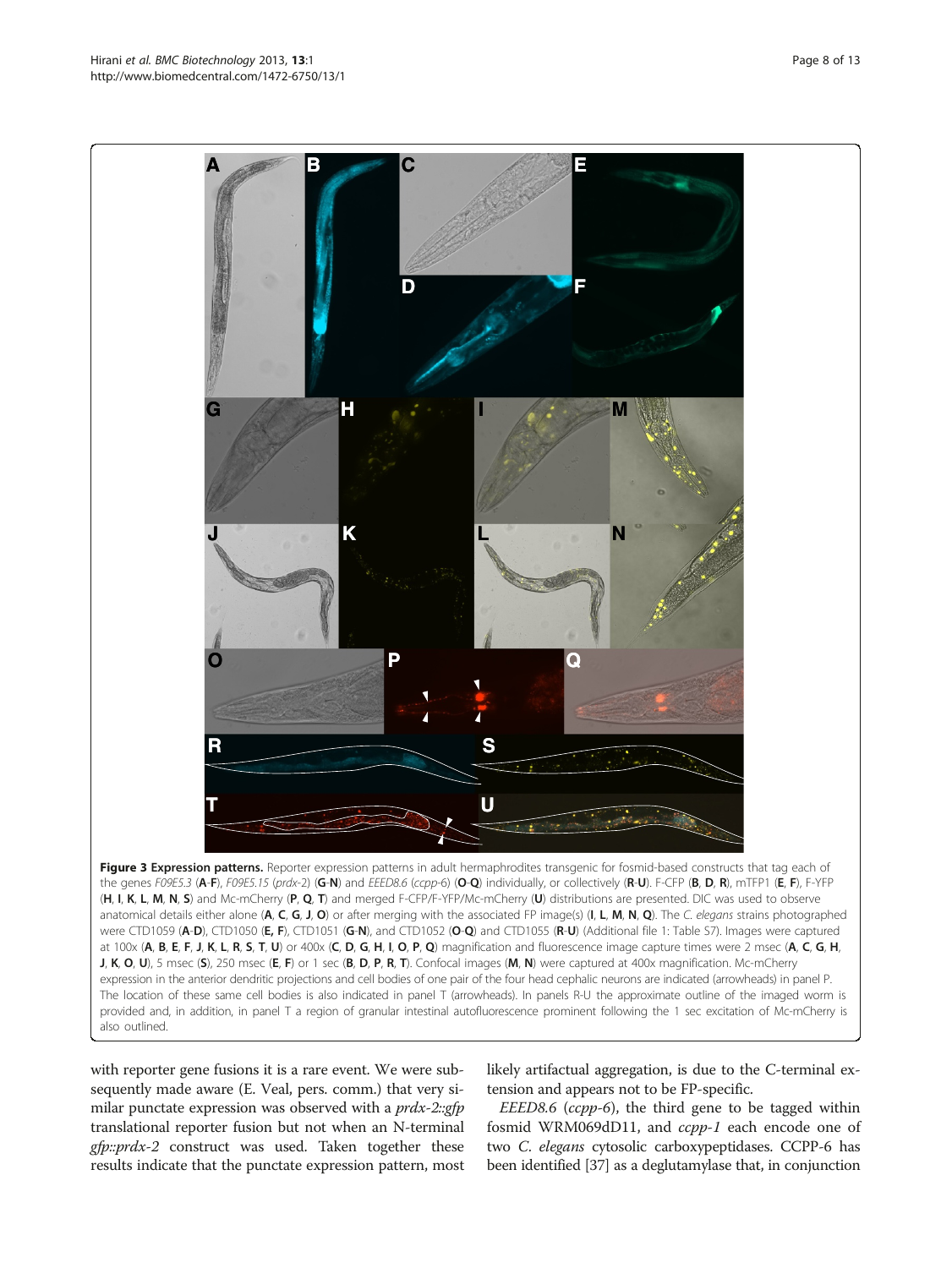**Figure 3 Expression patterns.** Reporter expression patterns in adult hermaphrodites transgenic for fosmid-based constructs that tag each of the genes *F09E5.3* (**A**-**F**), *F09E5.15* (*prdx-2*) (**G**-**N**) and *EEED8.6* (*ccpp-6*) (**O**-**Q**) individually, or collectively (**R**-**U**). F-CFP (**B**, **D**, **R**), mTFP1 (**E**, **F**), F-YFP (**H**, **I**, **K**, **L**, **M**, **N**, **S**) and Mc-mCherry (**P**, **Q**, **T**) and merged F-CFP/F-YFP/Mc-mCherry (**U**) distributions are presented. DIC was used to observe anatomical details either alone (**A**, **C**, **G**, **J**, **O**) or after merging with the associated FP image(s) (**I**, **L**, **M**, **N**, **Q**). The *C. elegans* strains photographed were CTD1059 (**A**-**D**), CTD1050 (**E**, **F**), CTD1051 (**G**-**N**), and CTD1052 (**O**-**Q**) and CTD1055 (**R**-**U**) (Additional file 1: Table S7). Images were captured at 100x (**A**, **B**, **E**, **F**, **J**, **K**, **L**, **R**, **S**, **T**, **U**) or 400x (**C**, **D**, **G**, **H**, **I**, **O**, **P**, **Q**) magnification and fluorescence image capture times were 2 msec (**A**, **C**, **G**, **H**, **J**, **K**, **O**, **U**), 5 msec (**S**), 250 msec (**E**, **F**) or 1 sec (**B**, **D**, **P**, **R**, **T**). Confocal images (**M**, **N**) were captured at 400x magnification. Mc-mCherry expression in the anterior dendritic projections and cell bodies of one pair of the four head cephalic neurons are indicated (arrowheads) in panel P. The location of these same cell bodies is also indicated in panel T (arrowheads). In panels R-U the approximate outline of the imaged worm is provided and, in addition, in panel T a region of granular intestinal autofluorescence prominent following the 1 sec excitation of Mc-mCherry is also outlined.

with reporter gene fusions it is a rare event. We were subsequently made aware (E. Veal, pers. comm.) that very similar punctate expression was observed with a *prdx-2::gfp* translational reporter fusion but not when an N-terminal *gfp::prdx-2* construct was used. Taken together these results indicate that the punctate expression pattern, most likely artifactual aggregation, is due to the C-terminal extension and appears not to be FP-specific.

*EEED8.6* (*ccpp-6*), the third gene to be tagged within fosmid WRM069dD11, and *ccpp-1* each encode one of two *C. elegans* cytosolic carboxypeptidases. CCPP-6 has been identified [37] as a deglutamylase that, in conjunction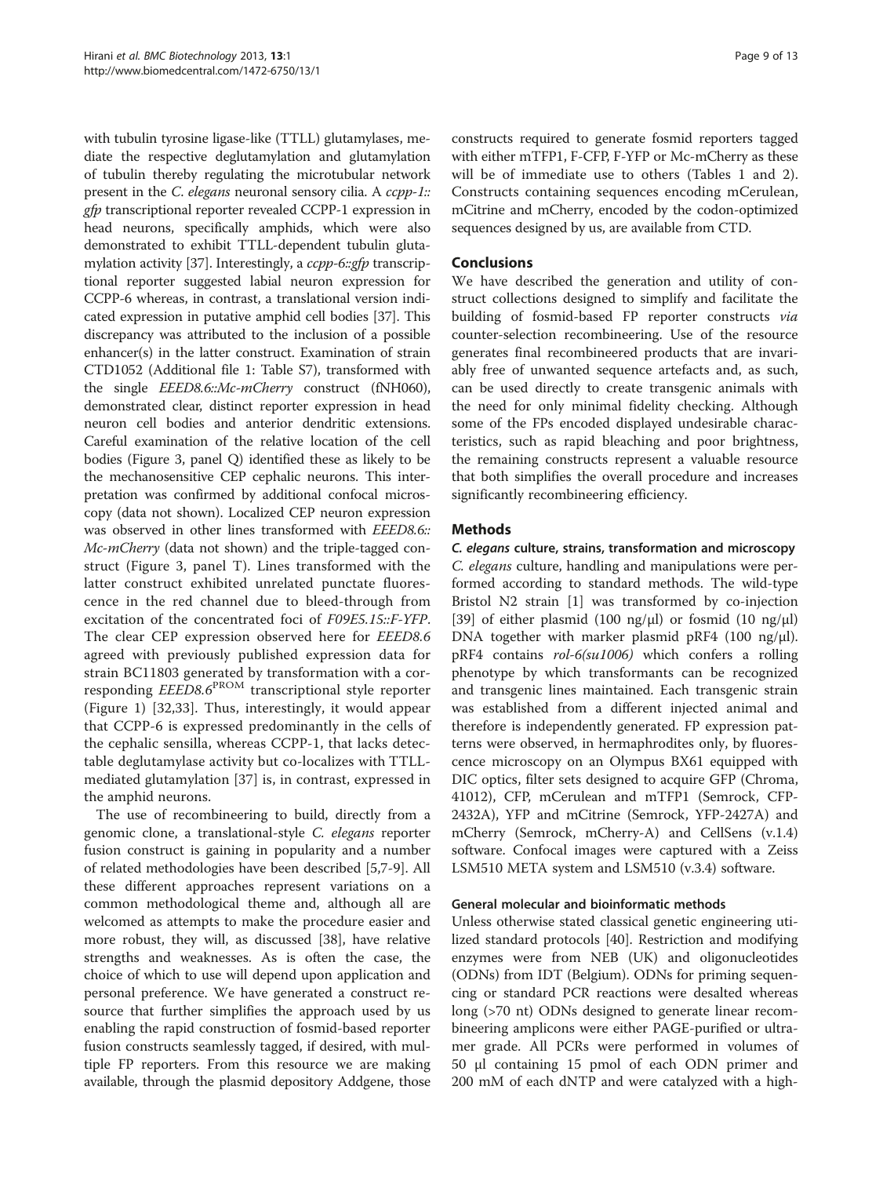with tubulin tyrosine ligase-like (TTLL) glutamylases, mediate the respective deglutamylation and glutamylation of tubulin thereby regulating the microtubular network present in the *C. elegans* neuronal sensory cilia. A *ccpp-1::gfp* transcriptional reporter revealed CCPP-1 expression in head neurons, specifically amphids, which were also demonstrated to exhibit TTLL-dependent tubulin glutamylation activity [37]. Interestingly, a *ccpp-6::gfp* transcriptional reporter suggested labial neuron expression for CCPP-6 whereas, in contrast, a translational version indicated expression in putative amphid cell bodies [37]. This discrepancy was attributed to the inclusion of a possible enhancer(s) in the latter construct. Examination of strain CTD1052 (Additional file 1: Table S7), transformed with the single *EEED8.6::Mc-mCherry* construct (fNH060), demonstrated clear, distinct reporter expression in head neuron cell bodies and anterior dendritic extensions. Careful examination of the relative location of the cell bodies (Figure 3, panel Q) identified these as likely to be the mechanosensitive CEP cephalic neurons. This interpretation was confirmed by additional confocal microscopy (data not shown). Localized CEP neuron expression was observed in other lines transformed with *EEED8.6::Mc-mCherry* (data not shown) and the triple-tagged construct (Figure 3, panel T). Lines transformed with the latter construct exhibited unrelated punctate fluorescence in the red channel due to bleed-through from excitation of the concentrated foci of *F09E5.15::F-YFP*. The clear CEP expression observed here for *EEED8.6* agreed with previously published expression data for strain BC11803 generated by transformation with a corresponding *EEED8.6*$^{PROM}$ transcriptional style reporter (Figure 1) [32,33]. Thus, interestingly, it would appear that CCPP-6 is expressed predominantly in the cells of the cephalic sensilla, whereas CCPP-1, that lacks detectable deglutamylase activity but co-localizes with TTLL-mediated glutamylation [37] is, in contrast, expressed in the amphid neurons.

The use of recombineering to build, directly from a genomic clone, a translational-style *C. elegans* reporter fusion construct is gaining in popularity and a number of related methodologies have been described [5,7-9]. All these different approaches represent variations on a common methodological theme and, although all are welcomed as attempts to make the procedure easier and more robust, they will, as discussed [38], have relative strengths and weaknesses. As is often the case, the choice of which to use will depend upon application and personal preference. We have generated a construct resource that further simplifies the approach used by us enabling the rapid construction of fosmid-based reporter fusion constructs seamlessly tagged, if desired, with multiple FP reporters. From this resource we are making available, through the plasmid depository Addgene, those constructs required to generate fosmid reporters tagged with either mTFP1, F-CFP, F-YFP or Mc-mCherry as these will be of immediate use to others (Tables 1 and 2). Constructs containing sequences encoding mCerulean, mCitrine and mCherry, encoded by the codon-optimized sequences designed by us, are available from CTD.

## Conclusions

We have described the generation and utility of construct collections designed to simplify and facilitate the building of fosmid-based FP reporter constructs *via* counter-selection recombineering. Use of the resource generates final recombineered products that are invariably free of unwanted sequence artefacts and, as such, can be used directly to create transgenic animals with the need for only minimal fidelity checking. Although some of the FPs encoded displayed undesirable characteristics, such as rapid bleaching and poor brightness, the remaining constructs represent a valuable resource that both simplifies the overall procedure and increases significantly recombineering efficiency.

## Methods

### *C. elegans* culture, strains, transformation and microscopy

*C. elegans* culture, handling and manipulations were performed according to standard methods. The wild-type Bristol N2 strain [1] was transformed by co-injection [39] of either plasmid (100 ng/μl) or fosmid (10 ng/μl) DNA together with marker plasmid pRF4 (100 ng/μl). pRF4 contains *rol-6(su1006)* which confers a rolling phenotype by which transformants can be recognized and transgenic lines maintained. Each transgenic strain was established from a different injected animal and therefore is independently generated. FP expression patterns were observed, in hermaphrodites only, by fluorescence microscopy on an Olympus BX61 equipped with DIC optics, filter sets designed to acquire GFP (Chroma, 41012), CFP, mCerulean and mTFP1 (Semrock, CFP-2432A), YFP and mCitrine (Semrock, YFP-2427A) and mCherry (Semrock, mCherry-A) and CellSens (v.1.4) software. Confocal images were captured with a Zeiss LSM510 META system and LSM510 (v.3.4) software.

### General molecular and bioinformatic methods

Unless otherwise stated classical genetic engineering utilized standard protocols [40]. Restriction and modifying enzymes were from NEB (UK) and oligonucleotides (ODNs) from IDT (Belgium). ODNs for priming sequencing or standard PCR reactions were desalted whereas long (>70 nt) ODNs designed to generate linear recombineering amplicons were either PAGE-purified or ultramer grade. All PCRs were performed in volumes of 50 μl containing 15 pmol of each ODN primer and 200 mM of each dNTP and were catalyzed with a high-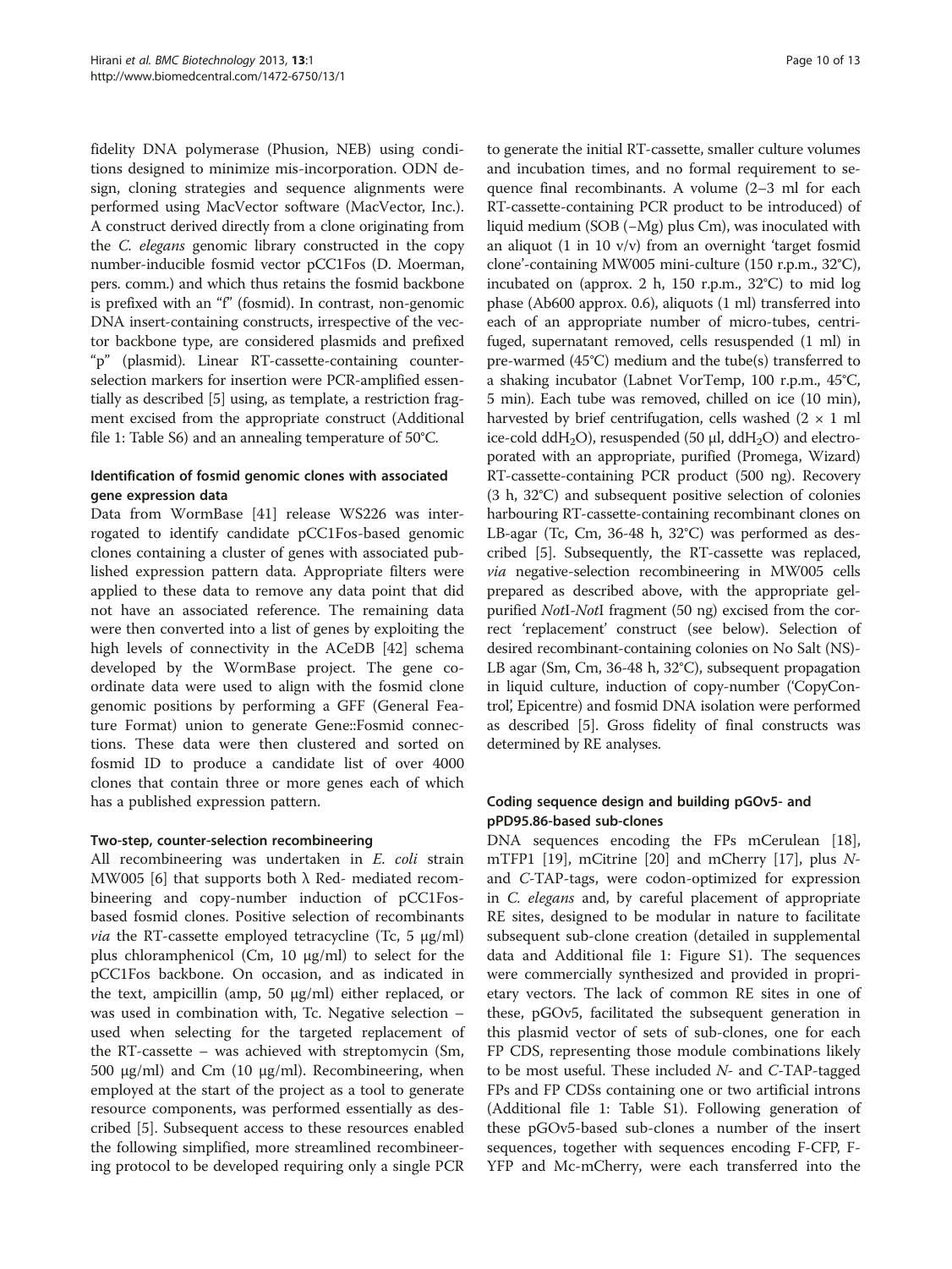fidelity DNA polymerase (Phusion, NEB) using conditions designed to minimize mis-incorporation. ODN design, cloning strategies and sequence alignments were performed using MacVector software (MacVector, Inc.). A construct derived directly from a clone originating from the *C. elegans* genomic library constructed in the copy number-inducible fosmid vector pCC1Fos (D. Moerman, pers. comm.) and which thus retains the fosmid backbone is prefixed with an "f" (fosmid). In contrast, non-genomic DNA insert-containing constructs, irrespective of the vector backbone type, are considered plasmids and prefixed "p" (plasmid). Linear RT-cassette-containing counter-selection markers for insertion were PCR-amplified essentially as described [5] using, as template, a restriction fragment excised from the appropriate construct (Additional file 1: Table S6) and an annealing temperature of 50°C.

### Identification of fosmid genomic clones with associated gene expression data

Data from WormBase [41] release WS226 was interrogated to identify candidate pCC1Fos-based genomic clones containing a cluster of genes with associated published expression pattern data. Appropriate filters were applied to these data to remove any data point that did not have an associated reference. The remaining data were then converted into a list of genes by exploiting the high levels of connectivity in the ACeDB [42] schema developed by the WormBase project. The gene coordinate data were used to align with the fosmid clone genomic positions by performing a GFF (General Feature Format) union to generate Gene::Fosmid connections. These data were then clustered and sorted on fosmid ID to produce a candidate list of over 4000 clones that contain three or more genes each of which has a published expression pattern.

### Two-step, counter-selection recombineering

All recombineering was undertaken in *E. coli* strain MW005 [6] that supports both λ Red- mediated recombineering and copy-number induction of pCC1Fos-based fosmid clones. Positive selection of recombinants *via* the RT-cassette employed tetracycline (Tc, 5 μg/ml) plus chloramphenicol (Cm, 10 μg/ml) to select for the pCC1Fos backbone. On occasion, and as indicated in the text, ampicillin (amp, 50 μg/ml) either replaced, or was used in combination with, Tc. Negative selection – used when selecting for the targeted replacement of the RT-cassette – was achieved with streptomycin (Sm, 500 μg/ml) and Cm (10 μg/ml). Recombineering, when employed at the start of the project as a tool to generate resource components, was performed essentially as described [5]. Subsequent access to these resources enabled the following simplified, more streamlined recombineering protocol to be developed requiring only a single PCR to generate the initial RT-cassette, smaller culture volumes and incubation times, and no formal requirement to sequence final recombinants. A volume (2–3 ml for each RT-cassette-containing PCR product to be introduced) of liquid medium (SOB (−Mg) plus Cm), was inoculated with an aliquot (1 in 10 v/v) from an overnight 'target fosmid clone'-containing MW005 mini-culture (150 r.p.m., 32°C), incubated on (approx. 2 h, 150 r.p.m., 32°C) to mid log phase (Ab600 approx. 0.6), aliquots (1 ml) transferred into each of an appropriate number of micro-tubes, centrifuged, supernatant removed, cells resuspended (1 ml) in pre-warmed (45°C) medium and the tube(s) transferred to a shaking incubator (Labnet VorTemp, 100 r.p.m., 45°C, 5 min). Each tube was removed, chilled on ice (10 min), harvested by brief centrifugation, cells washed (2 × 1 ml ice-cold $ddH_2O$), resuspended (50 μl, $ddH_2O$) and electroporated with an appropriate, purified (Promega, Wizard) RT-cassette-containing PCR product (500 ng). Recovery (3 h, 32°C) and subsequent positive selection of colonies harbouring RT-cassette-containing recombinant clones on LB-agar (Tc, Cm, 36-48 h, 32°C) was performed as described [5]. Subsequently, the RT-cassette was replaced, *via* negative-selection recombineering in MW005 cells prepared as described above, with the appropriate gel-purified *Not*I-*Not*I fragment (50 ng) excised from the correct 'replacement' construct (see below). Selection of desired recombinant-containing colonies on No Salt (NS)-LB agar (Sm, Cm, 36-48 h, 32°C), subsequent propagation in liquid culture, induction of copy-number ('CopyControl', Epicentre) and fosmid DNA isolation were performed as described [5]. Gross fidelity of final constructs was determined by RE analyses.

### Coding sequence design and building pGOv5- and pPD95.86-based sub-clones

DNA sequences encoding the FPs mCerulean [18], mTFP1 [19], mCitrine [20] and mCherry [17], plus *N*- and *C*-TAP-tags, were codon-optimized for expression in *C. elegans* and, by careful placement of appropriate RE sites, designed to be modular in nature to facilitate subsequent sub-clone creation (detailed in supplemental data and Additional file 1: Figure S1). The sequences were commercially synthesized and provided in proprietary vectors. The lack of common RE sites in one of these, pGOv5, facilitated the subsequent generation in this plasmid vector of sets of sub-clones, one for each FP CDS, representing those module combinations likely to be most useful. These included *N*- and *C*-TAP-tagged FPs and FP CDSs containing one or two artificial introns (Additional file 1: Table S1). Following generation of these pGOv5-based sub-clones a number of the insert sequences, together with sequences encoding F-CFP, F-YFP and Mc-mCherry, were each transferred into the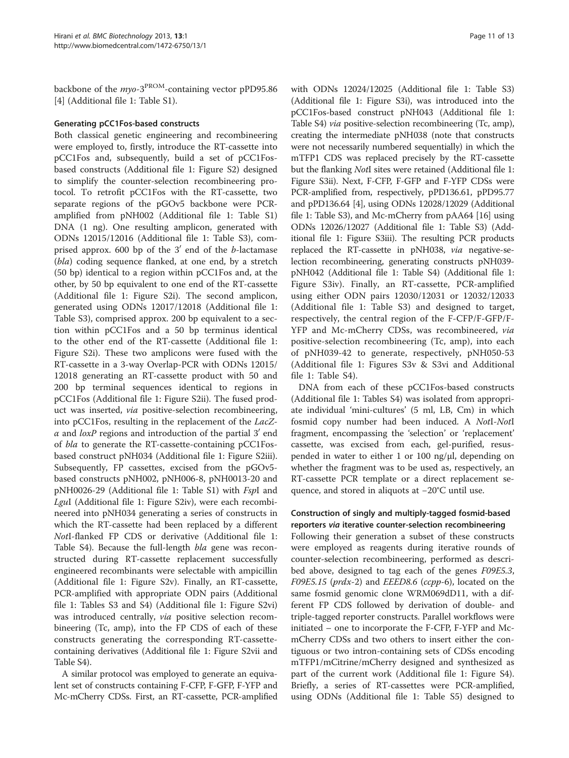backbone of the *myo-3*$^{PROM}$-containing vector pPD95.86 [4] (Additional file 1: Table S1).

### Generating pCC1Fos-based constructs

Both classical genetic engineering and recombineering were employed to, firstly, introduce the RT-cassette into pCC1Fos and, subsequently, build a set of pCC1Fos-based constructs (Additional file 1: Figure S2) designed to simplify the counter-selection recombineering protocol. To retrofit pCC1Fos with the RT-cassette, two separate regions of the pGOv5 backbone were PCR-amplified from pNH002 (Additional file 1: Table S1) DNA (1 ng). One resulting amplicon, generated with ODNs 12015/12016 (Additional file 1: Table S3), comprised approx. 600 bp of the 3′ end of the *b*-lactamase (*bla*) coding sequence flanked, at one end, by a stretch (50 bp) identical to a region within pCC1Fos and, at the other, by 50 bp equivalent to one end of the RT-cassette (Additional file 1: Figure S2i). The second amplicon, generated using ODNs 12017/12018 (Additional file 1: Table S3), comprised approx. 200 bp equivalent to a section within pCC1Fos and a 50 bp terminus identical to the other end of the RT-cassette (Additional file 1: Figure S2i). These two amplicons were fused with the RT-cassette in a 3-way Overlap-PCR with ODNs 12015/12018 generating an RT-cassette product with 50 and 200 bp terminal sequences identical to regions in pCC1Fos (Additional file 1: Figure S2ii). The fused product was inserted, *via* positive-selection recombineering, into pCC1Fos, resulting in the replacement of the *LacZ-α* and *loxP* regions and introduction of the partial 3′ end of *bla* to generate the RT-cassette-containing pCC1Fos-based construct pNH034 (Additional file 1: Figure S2iii). Subsequently, FP cassettes, excised from the pGOv5-based constructs pNH002, pNH006-8, pNH0013-20 and pNH0026-29 (Additional file 1: Table S1) with *Fsp*I and *Lgu*I (Additional file 1: Figure S2iv), were each recombineered into pNH034 generating a series of constructs in which the RT-cassette had been replaced by a different *Not*I-flanked FP CDS or derivative (Additional file 1: Table S4). Because the full-length *bla* gene was reconstructed during RT-cassette replacement successfully engineered recombinants were selectable with ampicillin (Additional file 1: Figure S2v). Finally, an RT-cassette, PCR-amplified with appropriate ODN pairs (Additional file 1: Tables S3 and S4) (Additional file 1: Figure S2vi) was introduced centrally, *via* positive selection recombineering (Tc, amp), into the FP CDS of each of these constructs generating the corresponding RT-cassette-containing derivatives (Additional file 1: Figure S2vii and Table S4).

A similar protocol was employed to generate an equivalent set of constructs containing F-CFP, F-GFP, F-YFP and Mc-mCherry CDSs. First, an RT-cassette, PCR-amplified with ODNs 12024/12025 (Additional file 1: Table S3) (Additional file 1: Figure S3i), was introduced into the pCC1Fos-based construct pNH043 (Additional file 1: Table S4) *via* positive-selection recombineering (Tc, amp), creating the intermediate pNH038 (note that constructs were not necessarily numbered sequentially) in which the mTFP1 CDS was replaced precisely by the RT-cassette but the flanking *Not*I sites were retained (Additional file 1: Figure S3ii). Next, F-CFP, F-GFP and F-YFP CDSs were PCR-amplified from, respectively, pPD136.61, pPD95.77 and pPD136.64 [4], using ODNs 12028/12029 (Additional file 1: Table S3), and Mc-mCherry from pAA64 [16] using ODNs 12026/12027 (Additional file 1: Table S3) (Additional file 1: Figure S3iii). The resulting PCR products replaced the RT-cassette in pNH038, *via* negative-selection recombineering, generating constructs pNH039-pNH042 (Additional file 1: Table S4) (Additional file 1: Figure S3iv). Finally, an RT-cassette, PCR-amplified using either ODN pairs 12030/12031 or 12032/12033 (Additional file 1: Table S3) and designed to target, respectively, the central region of the F-CFP/F-GFP/F-YFP and Mc-mCherry CDSs, was recombineered, *via* positive-selection recombineering (Tc, amp), into each of pNH039-42 to generate, respectively, pNH050-53 (Additional file 1: Figures S3v & S3vi and Additional file 1: Table S4).

DNA from each of these pCC1Fos-based constructs (Additional file 1: Tables S4) was isolated from appropriate individual 'mini-cultures' (5 ml, LB, Cm) in which fosmid copy number had been induced. A *Not*I-*Not*I fragment, encompassing the 'selection' or 'replacement' cassette, was excised from each, gel-purified, resuspended in water to either 1 or 100 ng/μl, depending on whether the fragment was to be used as, respectively, an RT-cassette PCR template or a direct replacement sequence, and stored in aliquots at −20°C until use.

### Construction of singly and multiply-tagged fosmid-based reporters *via* iterative counter-selection recombineering

Following their generation a subset of these constructs were employed as reagents during iterative rounds of counter-selection recombineering, performed as described above, designed to tag each of the genes *F09E5.3*, *F09E5.15* (*prdx-2*) and *EEED8.6* (*ccpp-6*), located on the same fosmid genomic clone WRM069dD11, with a different FP CDS followed by derivation of double- and triple-tagged reporter constructs. Parallel workflows were initiated – one to incorporate the F-CFP, F-YFP and Mc-mCherry CDSs and two others to insert either the contiguous or two intron-containing sets of CDSs encoding mTFP1/mCitrine/mCherry designed and synthesized as part of the current work (Additional file 1: Figure S4). Briefly, a series of RT-cassettes were PCR-amplified, using ODNs (Additional file 1: Table S5) designed to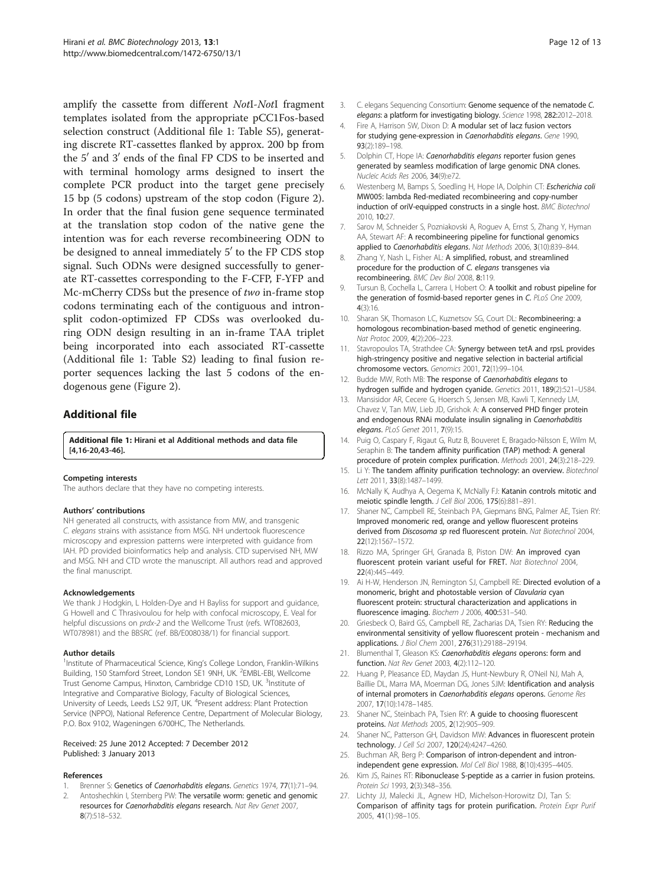amplify the cassette from different *Not*I-*Not*I fragment templates isolated from the appropriate pCC1Fos-based selection construct (Additional file 1: Table S5), generating discrete RT-cassettes flanked by approx. 200 bp from the 5′ and 3′ ends of the final FP CDS to be inserted and with terminal homology arms designed to insert the complete PCR product into the target gene precisely 15 bp (5 codons) upstream of the stop codon (Figure 2). In order that the final fusion gene sequence terminated at the translation stop codon of the native gene the intention was for each reverse recombineering ODN to be designed to anneal immediately 5′ to the FP CDS stop signal. Such ODNs were designed successfully to generate RT-cassettes corresponding to the F-CFP, F-YFP and Mc-mCherry CDSs but the presence of *two* in-frame stop codons terminating each of the contiguous and intron-split codon-optimized FP CDSs was overlooked during ODN design resulting in an in-frame TAA triplet being incorporated into each associated RT-cassette (Additional file 1: Table S2) leading to final fusion reporter sequences lacking the last 5 codons of the endogenous gene (Figure 2).

## Additional file

**Additional file 1: Hirani et al Additional methods and data file [4,16-20,43-46].**

#### Competing interests

The authors declare that they have no competing interests.

#### Authors' contributions

NH generated all constructs, with assistance from MW, and transgenic *C. elegans* strains with assistance from MSG. NH undertook fluorescence microscopy and expression patterns were interpreted with guidance from IAH. PD provided bioinformatics help and analysis. CTD supervised NH, MW and MSG. NH and CTD wrote the manuscript. All authors read and approved the final manuscript.

#### Acknowledgements

We thank J Hodgkin, L Holden-Dye and H Bayliss for support and guidance, G Howell and C Thrasivoulou for help with confocal microscopy, E. Veal for helpful discussions on *prdx-2* and the Wellcome Trust (refs. WT082603, WT078981) and the BBSRC (ref. BB/E008038/1) for financial support.

#### Author details

[1]Institute of Pharmaceutical Science, King's College London, Franklin-Wilkins Building, 150 Stamford Street, London SE1 9NH, UK. [2]EMBL-EBI, Wellcome Trust Genome Campus, Hinxton, Cambridge CD10 1SD, UK. [3]Institute of Integrative and Comparative Biology, Faculty of Biological Sciences, University of Leeds, Leeds LS2 9JT, UK. [4]Present address: Plant Protection Service (NPPO), National Reference Centre, Department of Molecular Biology, P.O. Box 9102, Wageningen 6700HC, The Netherlands.

Received: 25 June 2012 Accepted: 7 December 2012
Published: 3 January 2013

#### References

1. Brenner S: **Genetics of *Caenorhabditis elegans*.** *Genetics* 1974, **77**(1):71–94.
2. Antoshechkin I, Sternberg PW: **The versatile worm: genetic and genomic resources for *Caenorhabditis elegans* research.** *Nat Rev Genet* 2007, **8**(7):518–532.
3. C. elegans Sequencing Consortium: **Genome sequence of the nematode *C. elegans*: a platform for investigating biology.** *Science* 1998, **282**:2012–2018.
4. Fire A, Harrison SW, Dixon D: **A modular set of lacz fusion vectors for studying gene-expression in *Caenorhabditis elegans*.** *Gene* 1990, **93**(2):189–198.
5. Dolphin CT, Hope IA: ***Caenorhabditis elegans* reporter fusion genes generated by seamless modification of large genomic DNA clones.** *Nucleic Acids Res* 2006, **34**(9):e72.
6. Westenberg M, Bamps S, Soedling H, Hope IA, Dolphin CT: ***Escherichia coli* MW005: lambda Red-mediated recombineering and copy-number induction of oriV-equipped constructs in a single host.** *BMC Biotechnol* 2010, **10**:27.
7. Sarov M, Schneider S, Pozniakovski A, Roguev A, Ernst S, Zhang Y, Hyman AA, Stewart AF: **A recombineering pipeline for functional genomics applied to *Caenorhabditis elegans*.** *Nat Methods* 2006, **3**(10):839–844.
8. Zhang Y, Nash L, Fisher AL: **A simplified, robust, and streamlined procedure for the production of *C. elegans* transgenes via recombineering.** *BMC Dev Biol* 2008, **8**:119.
9. Tursun B, Cochella L, Carrera I, Hobert O: **A toolkit and robust pipeline for the generation of fosmid-based reporter genes in *C*.** *PLoS One* 2009, **4**(3):16.
10. Sharan SK, Thomason LC, Kuznetsov SG, Court DL: **Recombineering: a homologous recombination-based method of genetic engineering.** *Nat Protoc* 2009, **4**(2):206–223.
11. Stavropoulos TA, Strathdee CA: **Synergy between tetA and rpsL provides high-stringency positive and negative selection in bacterial artificial chromosome vectors.** *Genomics* 2001, **72**(1):99–104.
12. Budde MW, Roth MB: **The response of *Caenorhabditis elegans* to hydrogen sulfide and hydrogen cyanide.** *Genetics* 2011, **189**(2):521–U584.
13. Mansisidor AR, Cecere G, Hoersch S, Jensen MB, Kawli T, Kennedy LM, Chavez V, Tan MW, Lieb JD, Grishok A: **A conserved PHD finger protein and endogenous RNAi modulate insulin signaling in *Caenorhabditis elegans*.** *PLoS Genet* 2011, **7**(9):15.
14. Puig O, Caspary F, Rigaut G, Rutz B, Bouveret E, Bragado-Nilsson E, Wilm M, Seraphin B: **The tandem affinity purification (TAP) method: A general procedure of protein complex purification.** *Methods* 2001, **24**(3):218–229.
15. Li Y: **The tandem affinity purification technology: an overview.** *Biotechnol Lett* 2011, **33**(8):1487–1499.
16. McNally K, Audhya A, Oegema K, McNally FJ: **Katanin controls mitotic and meiotic spindle length.** *J Cell Biol* 2006, **175**(6):881–891.
17. Shaner NC, Campbell RE, Steinbach PA, Giepmans BNG, Palmer AE, Tsien RY: **Improved monomeric red, orange and yellow fluorescent proteins derived from *Discosoma sp* red fluorescent protein.** *Nat Biotechnol* 2004, **22**(12):1567–1572.
18. Rizzo MA, Springer GH, Granada B, Piston DW: **An improved cyan fluorescent protein variant useful for FRET.** *Nat Biotechnol* 2004, **22**(4):445–449.
19. Ai H-W, Henderson JN, Remington SJ, Campbell RE: **Directed evolution of a monomeric, bright and photostable version of *Clavularia* cyan fluorescent protein: structural characterization and applications in fluorescence imaging.** *Biochem J* 2006, **400**:531–540.
20. Griesbeck O, Baird GS, Campbell RE, Zacharias DA, Tsien RY: **Reducing the environmental sensitivity of yellow fluorescent protein - mechanism and applications.** *J Biol Chem* 2001, **276**(31):29188–29194.
21. Blumenthal T, Gleason KS: ***Caenorhabditis elegans* operons: form and function.** *Nat Rev Genet* 2003, **4**(2):112–120.
22. Huang P, Pleasance ED, Maydan JS, Hunt-Newbury R, O'Neil NJ, Mah A, Baillie DL, Marra MA, Moerman DG, Jones SJM: **Identification and analysis of internal promoters in *Caenorhabditis elegans* operons.** *Genome Res* 2007, **17**(10):1478–1485.
23. Shaner NC, Steinbach PA, Tsien RY: **A guide to choosing fluorescent proteins.** *Nat Methods* 2005, **2**(12):905–909.
24. Shaner NC, Patterson GH, Davidson MW: **Advances in fluorescent protein technology.** *J Cell Sci* 2007, **120**(24):4247–4260.
25. Buchman AR, Berg P: **Comparison of intron-dependent and intron-independent gene expression.** *Mol Cell Biol* 1988, **8**(10):4395–4405.
26. Kim JS, Raines RT: **Ribonuclease S-peptide as a carrier in fusion proteins.** *Protein Sci* 1993, **2**(3):348–356.
27. Lichty JJ, Malecki JL, Agnew HD, Michelson-Horowitz DJ, Tan S: **Comparison of affinity tags for protein purification.** *Protein Expr Purif* 2005, **41**(1):98–105.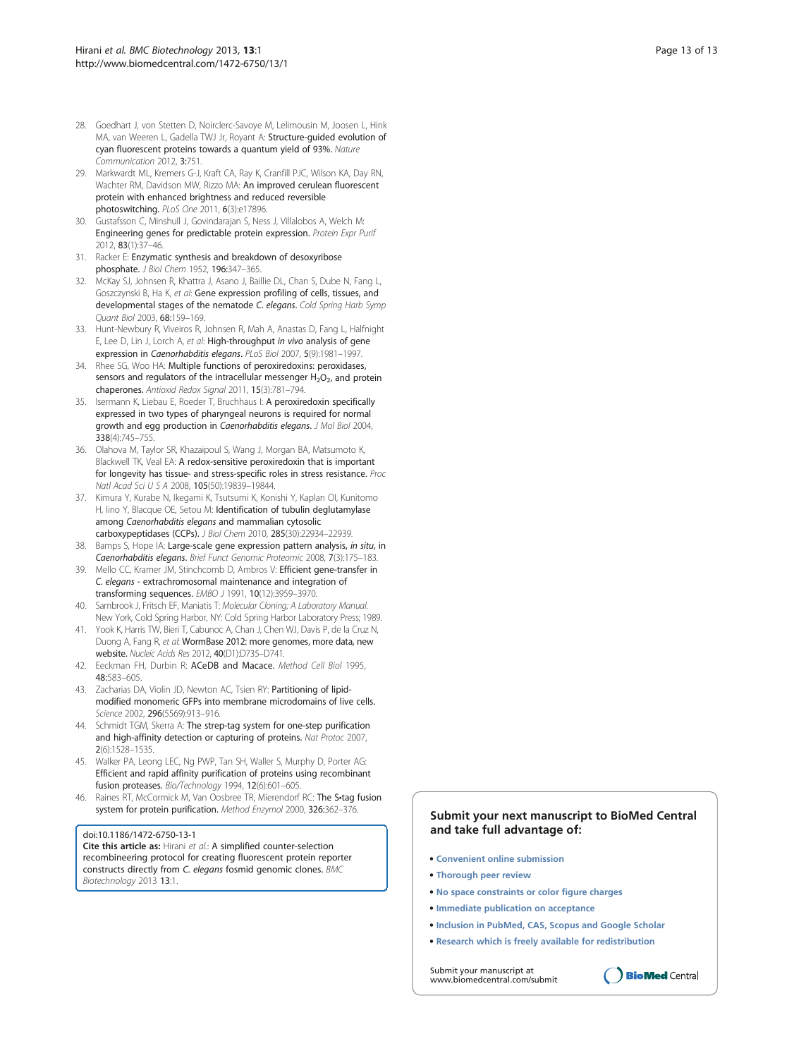28. Goedhart J, von Stetten D, Noirclerc-Savoye M, Lelimousin M, Joosen L, Hink MA, van Weeren L, Gadella TWJ Jr, Royant A: **Structure-guided evolution of cyan fluorescent proteins towards a quantum yield of 93%.** *Nature Communication* 2012, **3:**751.
29. Markwardt ML, Kremers G-J, Kraft CA, Ray K, Cranfill PJC, Wilson KA, Day RN, Wachter RM, Davidson MW, Rizzo MA: **An improved cerulean fluorescent protein with enhanced brightness and reduced reversible photoswitching.** *PLoS One* 2011, **6**(3):e17896.
30. Gustafsson C, Minshull J, Govindarajan S, Ness J, Villalobos A, Welch M: **Engineering genes for predictable protein expression.** *Protein Expr Purif* 2012, **83**(1):37–46.
31. Racker E: **Enzymatic synthesis and breakdown of desoxyribose phosphate.** *J Biol Chem* 1952, **196:**347–365.
32. McKay SJ, Johnsen R, Khattra J, Asano J, Baillie DL, Chan S, Dube N, Fang L, Goszczynski B, Ha K, *et al*: **Gene expression profiling of cells, tissues, and developmental stages of the nematode *C. elegans*.** *Cold Spring Harb Symp Quant Biol* 2003, **68:**159–169.
33. Hunt-Newbury R, Viveiros R, Johnsen R, Mah A, Anastas D, Fang L, Halfnight E, Lee D, Lin J, Lorch A, *et al*: **High-throughput *in vivo* analysis of gene expression in *Caenorhabditis elegans*.** *PLoS Biol* 2007, **5**(9):1981–1997.
34. Rhee SG, Woo HA: **Multiple functions of peroxiredoxins: peroxidases, sensors and regulators of the intracellular messenger $H_2O_2$, and protein chaperones.** *Antioxid Redox Signal* 2011, **15**(3):781–794.
35. Isermann K, Liebau E, Roeder T, Bruchhaus I: **A peroxiredoxin specifically expressed in two types of pharyngeal neurons is required for normal growth and egg production in *Caenorhabditis elegans*.** *J Mol Biol* 2004, **338**(4):745–755.
36. Olahova M, Taylor SR, Khazaipoul S, Wang J, Morgan BA, Matsumoto K, Blackwell TK, Veal EA: **A redox-sensitive peroxiredoxin that is important for longevity has tissue- and stress-specific roles in stress resistance.** *Proc Natl Acad Sci U S A* 2008, **105**(50):19839–19844.
37. Kimura Y, Kurabe N, Ikegami K, Tsutsumi K, Konishi Y, Kaplan OI, Kunitomo H, Iino Y, Blacque OE, Setou M: **Identification of tubulin deglutamylase among *Caenorhabditis elegans* and mammalian cytosolic carboxypeptidases (CCPs).** *J Biol Chem* 2010, **285**(30):22934–22939.
38. Bamps S, Hope IA: **Large-scale gene expression pattern analysis, *in situ*, in *Caenorhabditis elegans*.** *Brief Funct Genomic Proteomic* 2008, **7**(3):175–183.
39. Mello CC, Kramer JM, Stinchcomb D, Ambros V: **Efficient gene-transfer in *C. elegans* - extrachromosomal maintenance and integration of transforming sequences.** *EMBO J* 1991, **10**(12):3959–3970.
40. Sambrook J, Fritsch EF, Maniatis T: *Molecular Cloning; A Laboratory Manual.* New York, Cold Spring Harbor, NY: Cold Spring Harbor Laboratory Press; 1989.
41. Yook K, Harris TW, Bieri T, Cabunoc A, Chan J, Chen WJ, Davis P, de la Cruz N, Duong A, Fang R, *et al*: **WormBase 2012: more genomes, more data, new website.** *Nucleic Acids Res* 2012, **40**(D1):D735–D741.
42. Eeckman FH, Durbin R: **ACeDB and Macace.** *Method Cell Biol* 1995, **48:**583–605.
43. Zacharias DA, Violin JD, Newton AC, Tsien RY: **Partitioning of lipid-modified monomeric GFPs into membrane microdomains of live cells.** *Science* 2002, **296**(5569):913–916.
44. Schmidt TGM, Skerra A: **The strep-tag system for one-step purification and high-affinity detection or capturing of proteins.** *Nat Protoc* 2007, **2**(6):1528–1535.
45. Walker PA, Leong LEC, Ng PWP, Tan SH, Waller S, Murphy D, Porter AG: **Efficient and rapid affinity purification of proteins using recombinant fusion proteases.** *Bio/Technology* 1994, **12**(6):601–605.
46. Raines RT, McCormick M, Van Oosbree TR, Mierendorf RC: **The S•tag fusion system for protein purification.** *Method Enzymol* 2000, **326:**362–376.

doi:10.1186/1472-6750-13-1

**Cite this article as:** Hirani *et al.*: A simplified counter-selection recombineering protocol for creating fluorescent protein reporter constructs directly from *C. elegans* fosmid genomic clones. *BMC Biotechnology* 2013 **13**:1.

**Submit your next manuscript to BioMed Central and take full advantage of:**

- **Convenient online submission**
- **Thorough peer review**
- **No space constraints or color figure charges**
- **Immediate publication on acceptance**
- **Inclusion in PubMed, CAS, Scopus and Google Scholar**
- **Research which is freely available for redistribution**

Submit your manuscript at www.biomedcentral.com/submit

BioMed Central